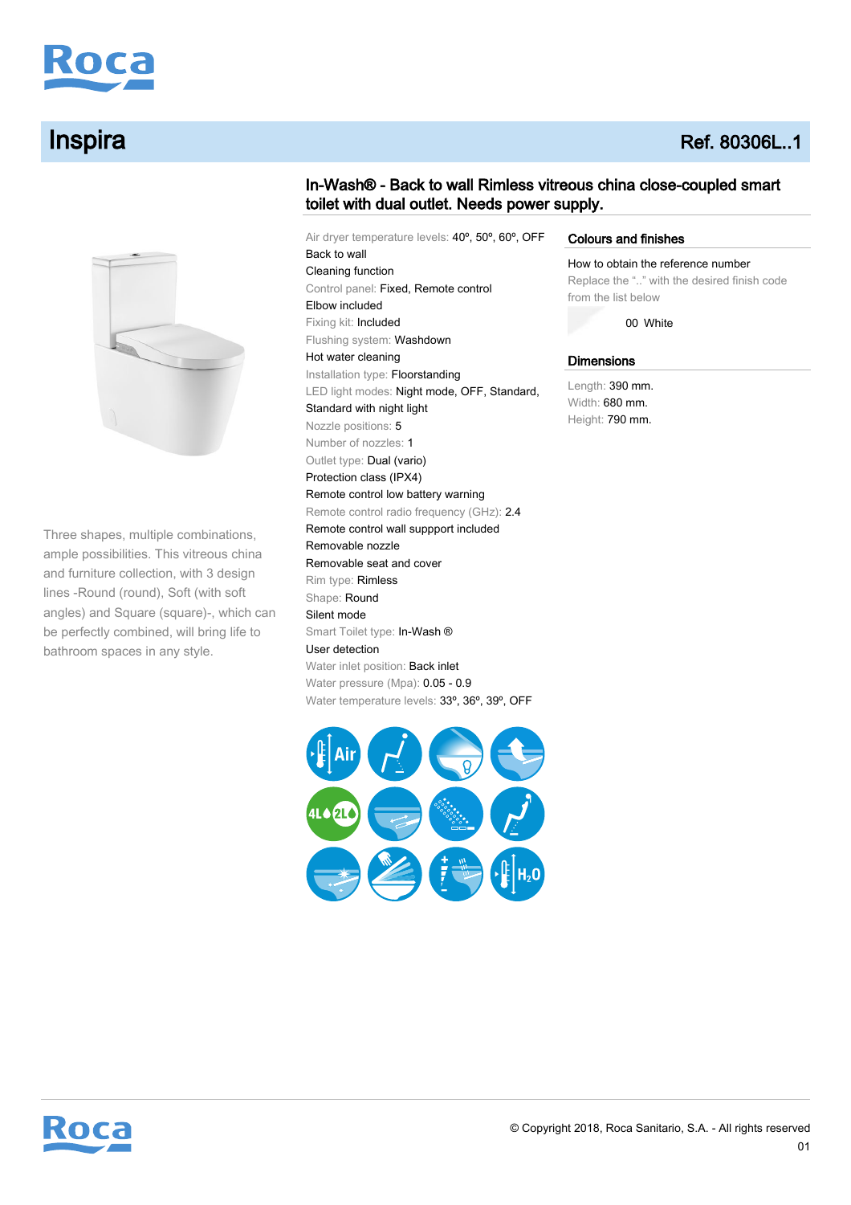# Inspira

**Ref. 80306L..1**

## In-Wash® - Back to wall Rimless vitreous china close-coupled smart toilet with dual outlet. Needs power supply.

Three shapes, multiple combinations, ample possibilities. This vitreous china and furniture collection, with 3 design lines -Round (round), Soft (with soft angles) and Square (square)-, which can be perfectly combined, will bring life to bathroom spaces in any style.

- Air dryer temperature levels: 40º, 50º, 60º, OFF
- Back to wall
- Cleaning function
- Control panel: Fixed, Remote control
- Elbow included
- Fixing kit: Included
- Flushing system: Washdown
- Hot water cleaning
- Installation type: Floorstanding
- LED light modes: Night mode, OFF, Standard, Standard with night light
- Nozzle positions: 5
- Number of nozzles: 1
- Outlet type: Dual (vario)
- Protection class (IPX4)
- Remote control low battery warning
- Remote control radio frequency (GHz): 2.4
- Remote control wall suppport included
- Removable nozzle
- Removable seat and cover
- Rim type: Rimless
- Shape: Round
- Silent mode
- Smart Toilet type: In-Wash ®
- User detection
- Water inlet position: Back inlet
- Water pressure (Mpa): 0.05 - 0.9
- Water temperature levels: 33º, 36º, 39º, OFF

### Colours and finishes

How to obtain the reference number

Replace the ".." with the desired finish code from the list below

00 White

### Dimensions

Length: 390 mm.
Width: 680 mm.
Height: 790 mm.

© Copyright 2018, Roca Sanitario, S.A. - All rights reserved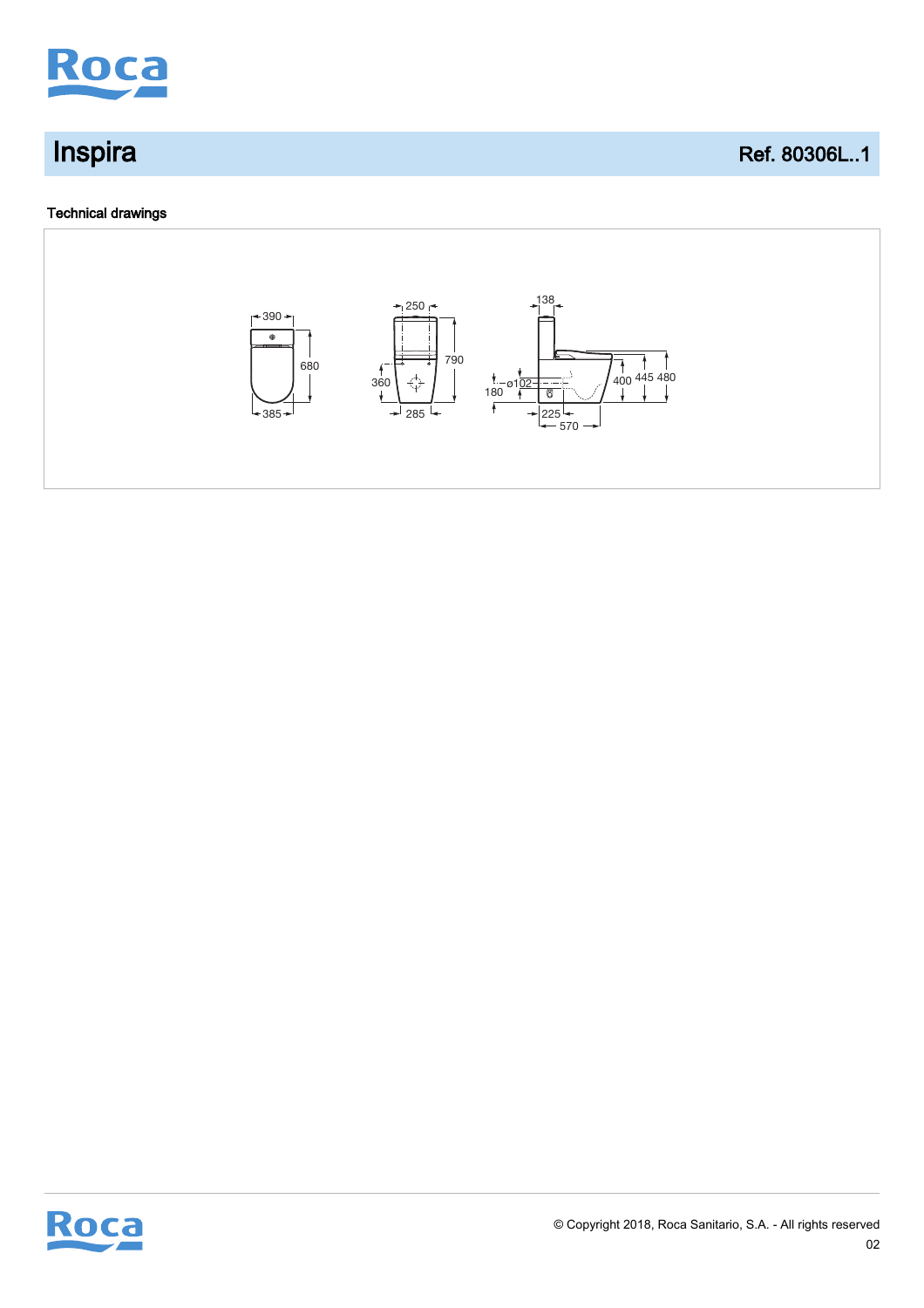# Inspira

**Ref. 80306L..1**

### Technical drawings

390

680

385

250

790

360

285

138

180

ø102

400 445 480

225

570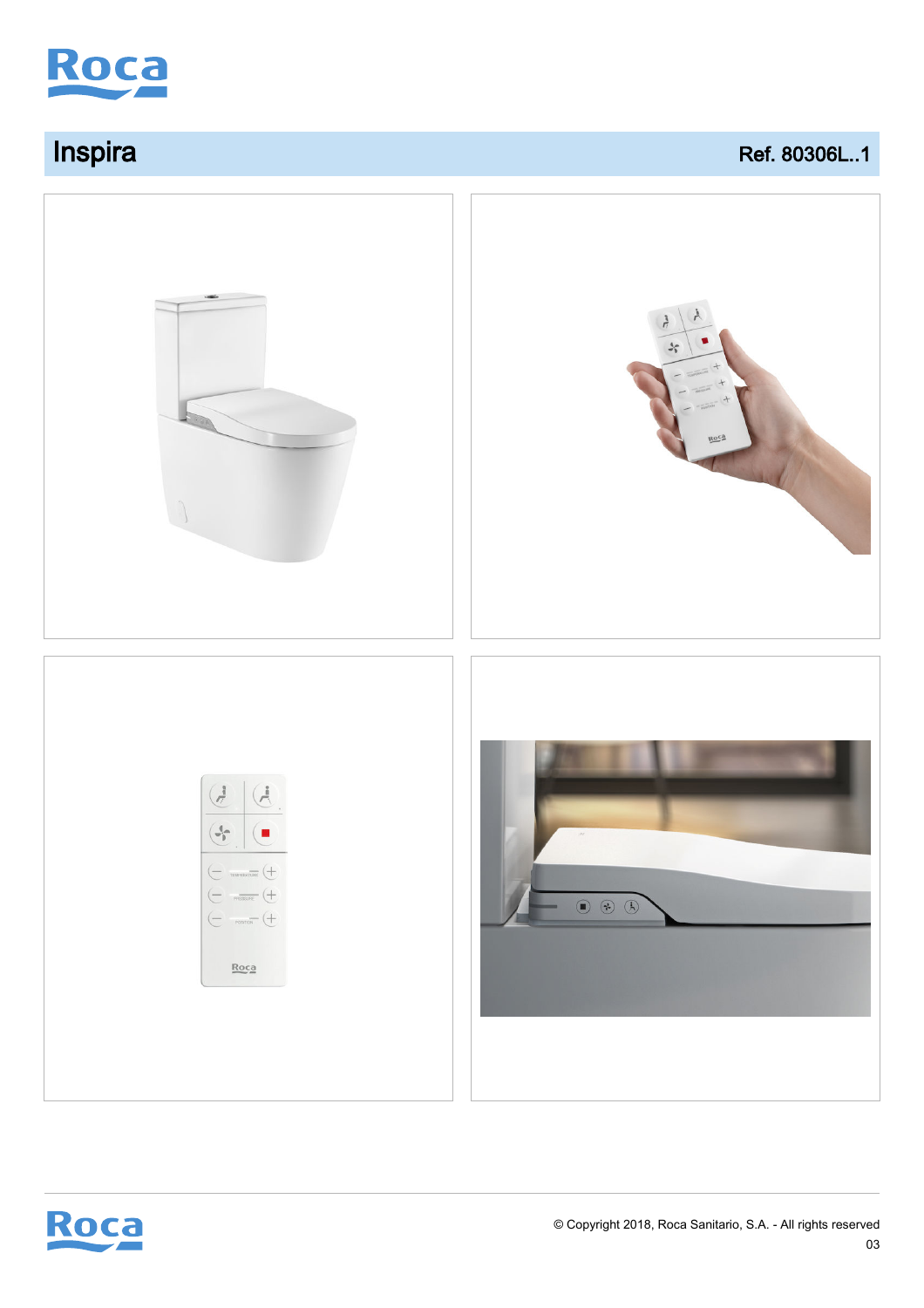# Inspira

Ref. 80306L..1

© Copyright 2018, Roca Sanitario, S.A. - All rights reserved